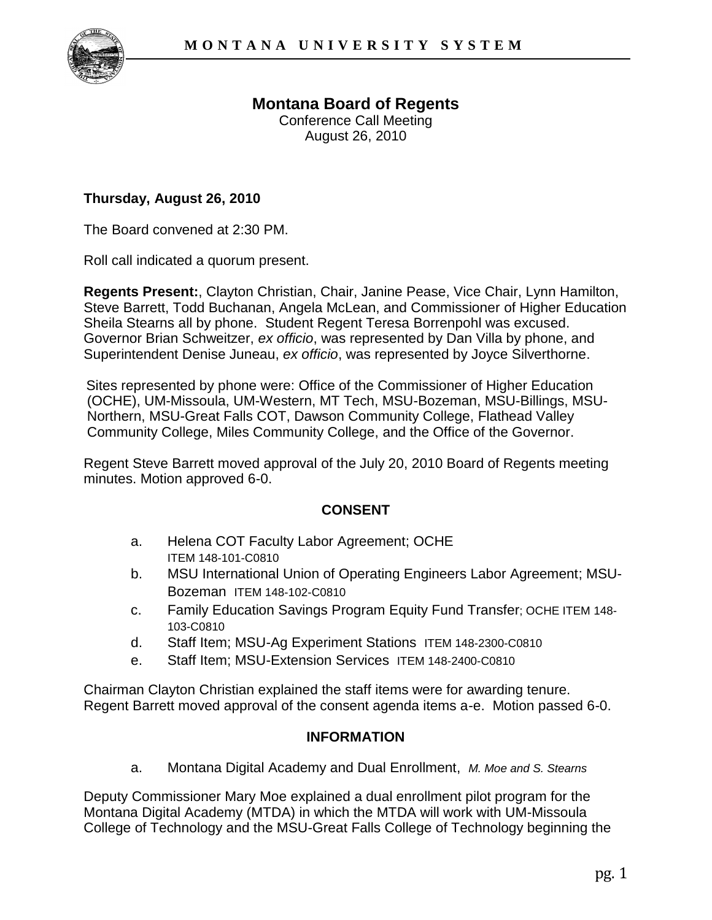# Montana Board of Regents

Conference Call Meeting
August 26, 2010

**Thursday, August 26, 2010**

The Board convened at 2:30 PM.

Roll call indicated a quorum present.

**Regents Present:**, Clayton Christian, Chair, Janine Pease, Vice Chair, Lynn Hamilton, Steve Barrett, Todd Buchanan, Angela McLean, and Commissioner of Higher Education Sheila Stearns all by phone. Student Regent Teresa Borrenpohl was excused. Governor Brian Schweitzer, *ex officio*, was represented by Dan Villa by phone, and Superintendent Denise Juneau, *ex officio*, was represented by Joyce Silverthorne.

Sites represented by phone were: Office of the Commissioner of Higher Education (OCHE), UM-Missoula, UM-Western, MT Tech, MSU-Bozeman, MSU-Billings, MSU-Northern, MSU-Great Falls COT, Dawson Community College, Flathead Valley Community College, Miles Community College, and the Office of the Governor.

Regent Steve Barrett moved approval of the July 20, 2010 Board of Regents meeting minutes. Motion approved 6-0.

## CONSENT

a. Helena COT Faculty Labor Agreement; OCHE ITEM 148-101-C0810
b. MSU International Union of Operating Engineers Labor Agreement; MSU-Bozeman ITEM 148-102-C0810
c. Family Education Savings Program Equity Fund Transfer; OCHE ITEM 148-103-C0810
d. Staff Item; MSU-Ag Experiment Stations ITEM 148-2300-C0810
e. Staff Item; MSU-Extension Services ITEM 148-2400-C0810

Chairman Clayton Christian explained the staff items were for awarding tenure. Regent Barrett moved approval of the consent agenda items a-e. Motion passed 6-0.

## INFORMATION

a. Montana Digital Academy and Dual Enrollment, *M. Moe and S. Stearns*

Deputy Commissioner Mary Moe explained a dual enrollment pilot program for the Montana Digital Academy (MTDA) in which the MTDA will work with UM-Missoula College of Technology and the MSU-Great Falls College of Technology beginning the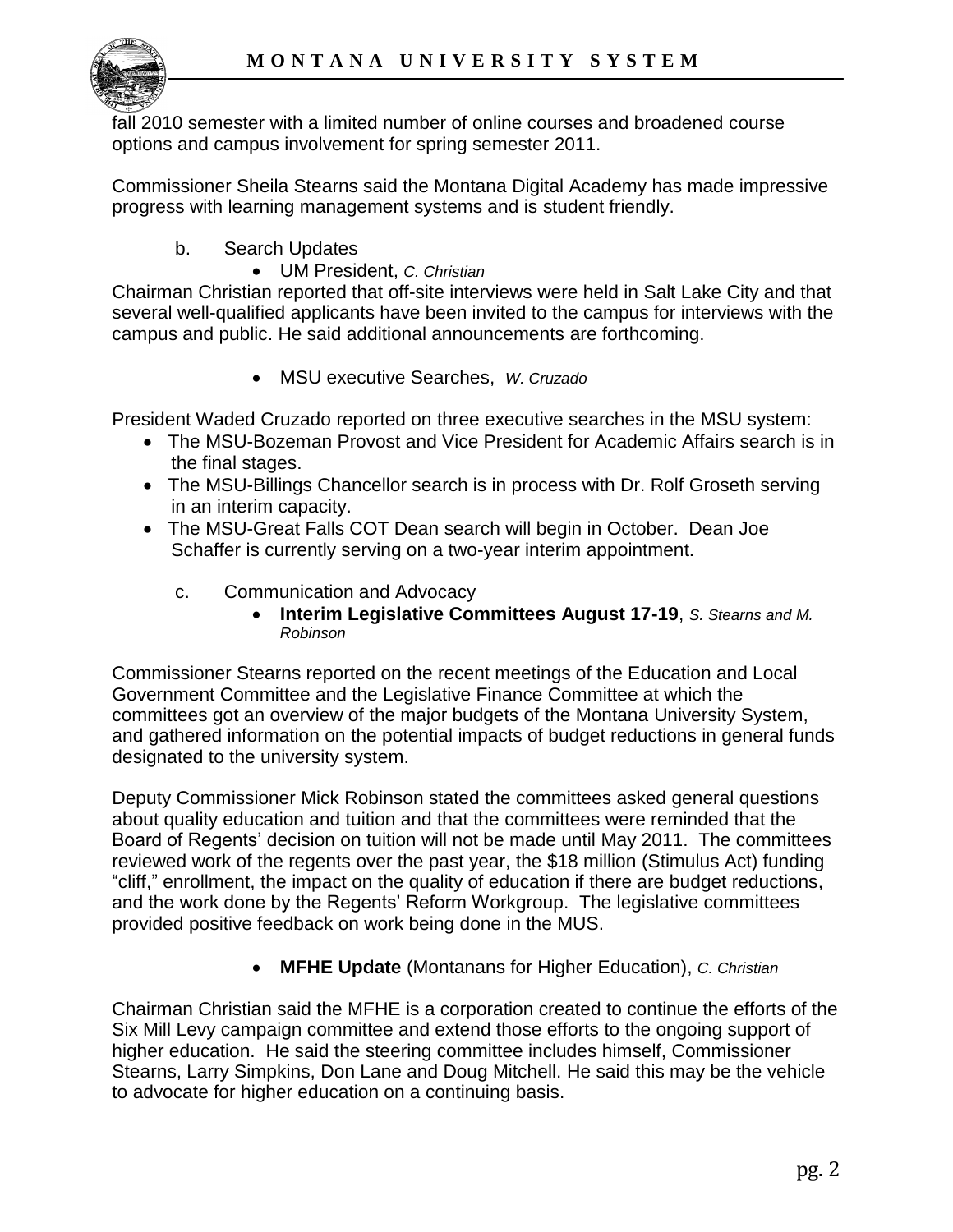fall 2010 semester with a limited number of online courses and broadened course options and campus involvement for spring semester 2011.

Commissioner Sheila Stearns said the Montana Digital Academy has made impressive progress with learning management systems and is student friendly.

b. Search Updates

- UM President, *C. Christian*

Chairman Christian reported that off-site interviews were held in Salt Lake City and that several well-qualified applicants have been invited to the campus for interviews with the campus and public. He said additional announcements are forthcoming.

- MSU executive Searches, *W. Cruzado*

President Waded Cruzado reported on three executive searches in the MSU system:

- The MSU-Bozeman Provost and Vice President for Academic Affairs search is in the final stages.
- The MSU-Billings Chancellor search is in process with Dr. Rolf Groseth serving in an interim capacity.
- The MSU-Great Falls COT Dean search will begin in October. Dean Joe Schaffer is currently serving on a two-year interim appointment.

c. Communication and Advocacy

- **Interim Legislative Committees August 17-19**, *S. Stearns and M. Robinson*

Commissioner Stearns reported on the recent meetings of the Education and Local Government Committee and the Legislative Finance Committee at which the committees got an overview of the major budgets of the Montana University System, and gathered information on the potential impacts of budget reductions in general funds designated to the university system.

Deputy Commissioner Mick Robinson stated the committees asked general questions about quality education and tuition and that the committees were reminded that the Board of Regents' decision on tuition will not be made until May 2011. The committees reviewed work of the regents over the past year, the $18 million (Stimulus Act) funding "cliff," enrollment, the impact on the quality of education if there are budget reductions, and the work done by the Regents' Reform Workgroup. The legislative committees provided positive feedback on work being done in the MUS.

- **MFHE Update** (Montanans for Higher Education), *C. Christian*

Chairman Christian said the MFHE is a corporation created to continue the efforts of the Six Mill Levy campaign committee and extend those efforts to the ongoing support of higher education. He said the steering committee includes himself, Commissioner Stearns, Larry Simpkins, Don Lane and Doug Mitchell. He said this may be the vehicle to advocate for higher education on a continuing basis.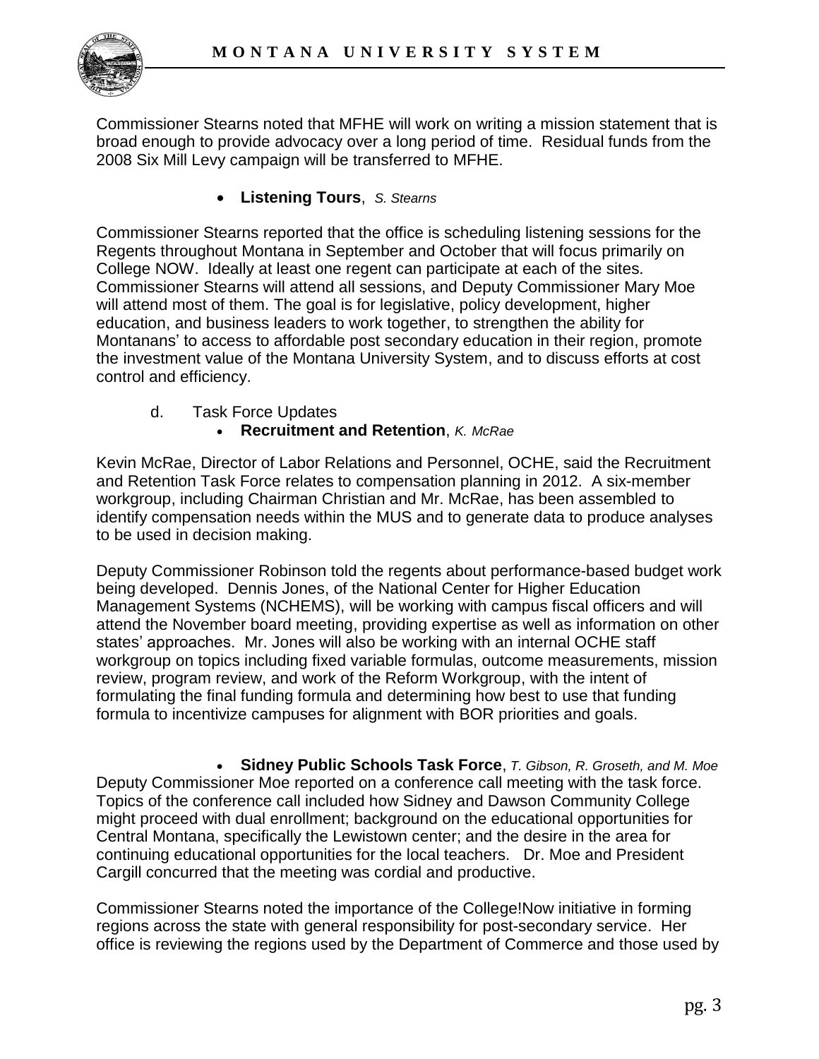Commissioner Stearns noted that MFHE will work on writing a mission statement that is broad enough to provide advocacy over a long period of time. Residual funds from the 2008 Six Mill Levy campaign will be transferred to MFHE.

- **Listening Tours**, *S. Stearns*

Commissioner Stearns reported that the office is scheduling listening sessions for the Regents throughout Montana in September and October that will focus primarily on College NOW. Ideally at least one regent can participate at each of the sites. Commissioner Stearns will attend all sessions, and Deputy Commissioner Mary Moe will attend most of them. The goal is for legislative, policy development, higher education, and business leaders to work together, to strengthen the ability for Montanans' to access to affordable post secondary education in their region, promote the investment value of the Montana University System, and to discuss efforts at cost control and efficiency.

d. Task Force Updates

- **Recruitment and Retention**, *K. McRae*

Kevin McRae, Director of Labor Relations and Personnel, OCHE, said the Recruitment and Retention Task Force relates to compensation planning in 2012. A six-member workgroup, including Chairman Christian and Mr. McRae, has been assembled to identify compensation needs within the MUS and to generate data to produce analyses to be used in decision making.

Deputy Commissioner Robinson told the regents about performance-based budget work being developed. Dennis Jones, of the National Center for Higher Education Management Systems (NCHEMS), will be working with campus fiscal officers and will attend the November board meeting, providing expertise as well as information on other states' approaches. Mr. Jones will also be working with an internal OCHE staff workgroup on topics including fixed variable formulas, outcome measurements, mission review, program review, and work of the Reform Workgroup, with the intent of formulating the final funding formula and determining how best to use that funding formula to incentivize campuses for alignment with BOR priorities and goals.

- **Sidney Public Schools Task Force**, *T. Gibson, R. Groseth, and M. Moe*

Deputy Commissioner Moe reported on a conference call meeting with the task force. Topics of the conference call included how Sidney and Dawson Community College might proceed with dual enrollment; background on the educational opportunities for Central Montana, specifically the Lewistown center; and the desire in the area for continuing educational opportunities for the local teachers. Dr. Moe and President Cargill concurred that the meeting was cordial and productive.

Commissioner Stearns noted the importance of the College!Now initiative in forming regions across the state with general responsibility for post-secondary service. Her office is reviewing the regions used by the Department of Commerce and those used by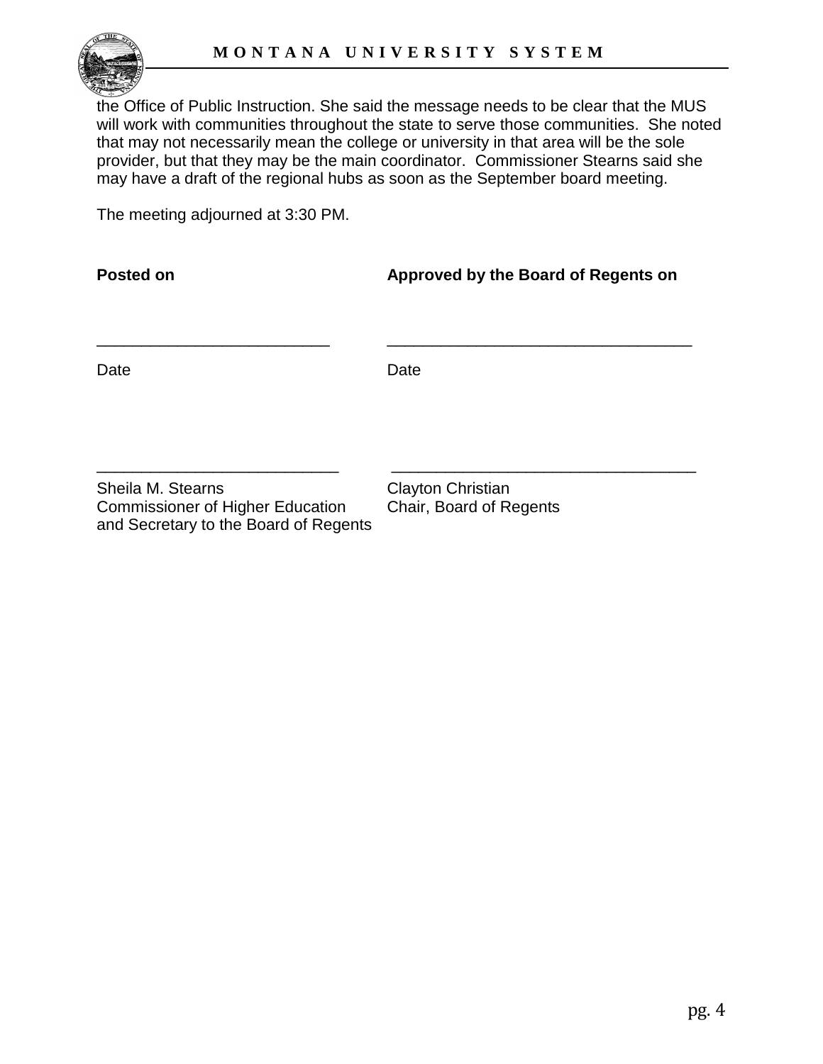the Office of Public Instruction. She said the message needs to be clear that the MUS will work with communities throughout the state to serve those communities. She noted that may not necessarily mean the college or university in that area will be the sole provider, but that they may be the main coordinator. Commissioner Stearns said she may have a draft of the regional hubs as soon as the September board meeting.

The meeting adjourned at 3:30 PM.

| **Posted on** | **Approved by the Board of Regents on** |
|---|---|
| ___________________________ | ___________________________________ |
| Date | Date |
| ___________________________ | ___________________________________ |
| Sheila M. Stearns<br>Commissioner of Higher Education<br>and Secretary to the Board of Regents | Clayton Christian<br>Chair, Board of Regents |